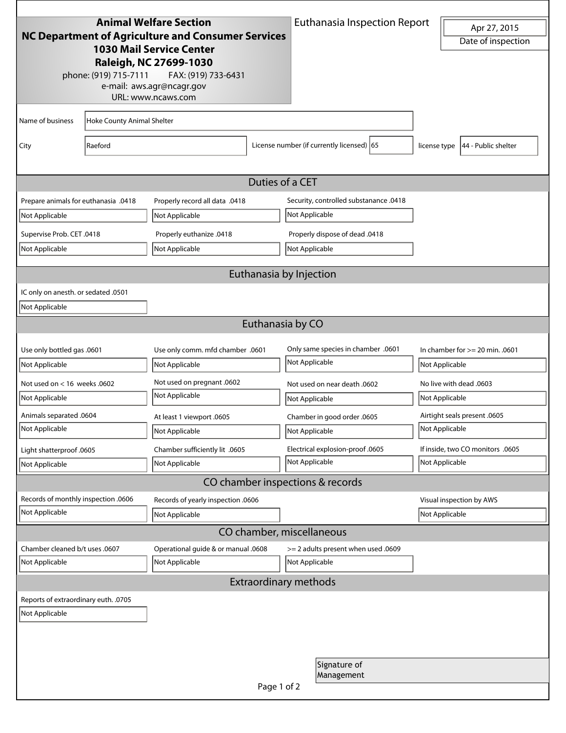**Animal Welfare Section**
**NC Department of Agriculture and Consumer Services**
**1030 Mail Service Center**
**Raleigh, NC 27699-1030**
phone: (919) 715-7111 FAX: (919) 733-6431
e-mail: aws.agr@ncagr.gov
URL: www.ncaws.com

# Euthanasia Inspection Report

Date of inspection: Apr 27, 2015

Name of business: Hoke County Animal Shelter

City: Raeford

License number (if currently licensed): 65

license type: 44 - Public shelter

## Duties of a CET

| Prepare animals for euthanasia .0418 | Properly record all data .0418 | Security, controlled substanance .0418 |
|---|---|---|
| Not Applicable | Not Applicable | Not Applicable |
| **Supervise Prob. CET .0418** | **Properly euthanize .0418** | **Properly dispose of dead .0418** |
| Not Applicable | Not Applicable | Not Applicable |

## Euthanasia by Injection

| IC only on anesth. or sedated .0501 |
|---|
| Not Applicable |

## Euthanasia by CO

| Use only bottled gas .0601 | Use only comm. mfd chamber .0601 | Only same species in chamber .0601 | In chamber for >= 20 min. .0601 |
|---|---|---|---|
| Not Applicable | Not Applicable | Not Applicable | Not Applicable |
| **Not used on < 16 weeks .0602** | **Not used on pregnant .0602** | **Not used on near death .0602** | **No live with dead .0603** |
| Not Applicable | Not Applicable | Not Applicable | Not Applicable |
| **Animals separated .0604** | **At least 1 viewport .0605** | **Chamber in good order .0605** | **Airtight seals present .0605** |
| Not Applicable | Not Applicable | Not Applicable | Not Applicable |
| **Light shatterproof .0605** | **Chamber sufficiently lit .0605** | **Electrical explosion-proof .0605** | **If inside, two CO monitors .0605** |
| Not Applicable | Not Applicable | Not Applicable | Not Applicable |

## CO chamber inspections & records

| Records of monthly inspection .0606 | Records of yearly inspection .0606 | Visual inspection by AWS |
|---|---|---|
| Not Applicable | Not Applicable | Not Applicable |

## CO chamber, miscellaneous

| Chamber cleaned b/t uses .0607 | Operational guide & or manual .0608 | >= 2 adults present when used .0609 |
|---|---|---|
| Not Applicable | Not Applicable | Not Applicable |

## Extraordinary methods

| Reports of extraordinary euth. .0705 |
|---|
| Not Applicable |

Signature of Management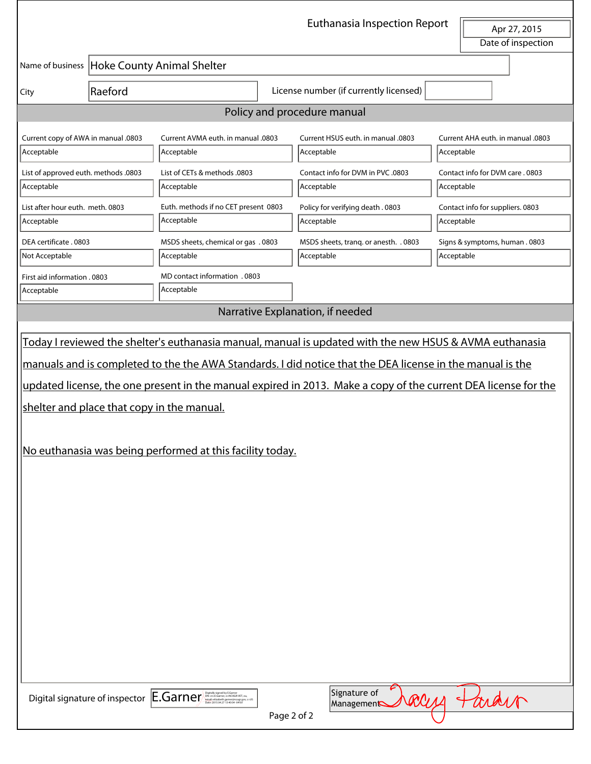# Euthanasia Inspection Report

**Date of inspection:** Apr 27, 2015

**Name of business:** Hoke County Animal Shelter

**City:** Raeford

**License number (if currently licensed):**

## Policy and procedure manual

| | | | |
|---|---|---|---|
| Current copy of AWA in manual .0803 | Current AVMA euth. in manual .0803 | Current HSUS euth. in manual .0803 | Current AHA euth. in manual .0803 |
| Acceptable | Acceptable | Acceptable | Acceptable |
| List of approved euth. methods .0803 | List of CETs & methods .0803 | Contact info for DVM in PVC .0803 | Contact info for DVM care . 0803 |
| Acceptable | Acceptable | Acceptable | Acceptable |
| List after hour euth. meth. 0803 | Euth. methods if no CET present 0803 | Policy for verifying death . 0803 | Contact info for suppliers. 0803 |
| Acceptable | Acceptable | Acceptable | Acceptable |
| DEA certificate . 0803 | MSDS sheets, chemical or gas . 0803 | MSDS sheets, tranq. or anesth. . 0803 | Signs & symptoms, human . 0803 |
| Not Acceptable | Acceptable | Acceptable | Acceptable |
| First aid information . 0803 | MD contact information . 0803 | | |
| Acceptable | Acceptable | | |

## Narrative Explanation, if needed

Today I reviewed the shelter's euthanasia manual, manual is updated with the new HSUS & AVMA euthanasia manuals and is completed to the the AWA Standards. I did notice that the DEA license in the manual is the updated license, the one present in the manual expired in 2013. Make a copy of the current DEA license for the shelter and place that copy in the manual.

No euthanasia was being performed at this facility today.

Digital signature of inspector: E.Garner

Signature of Management: Tracy Pardue